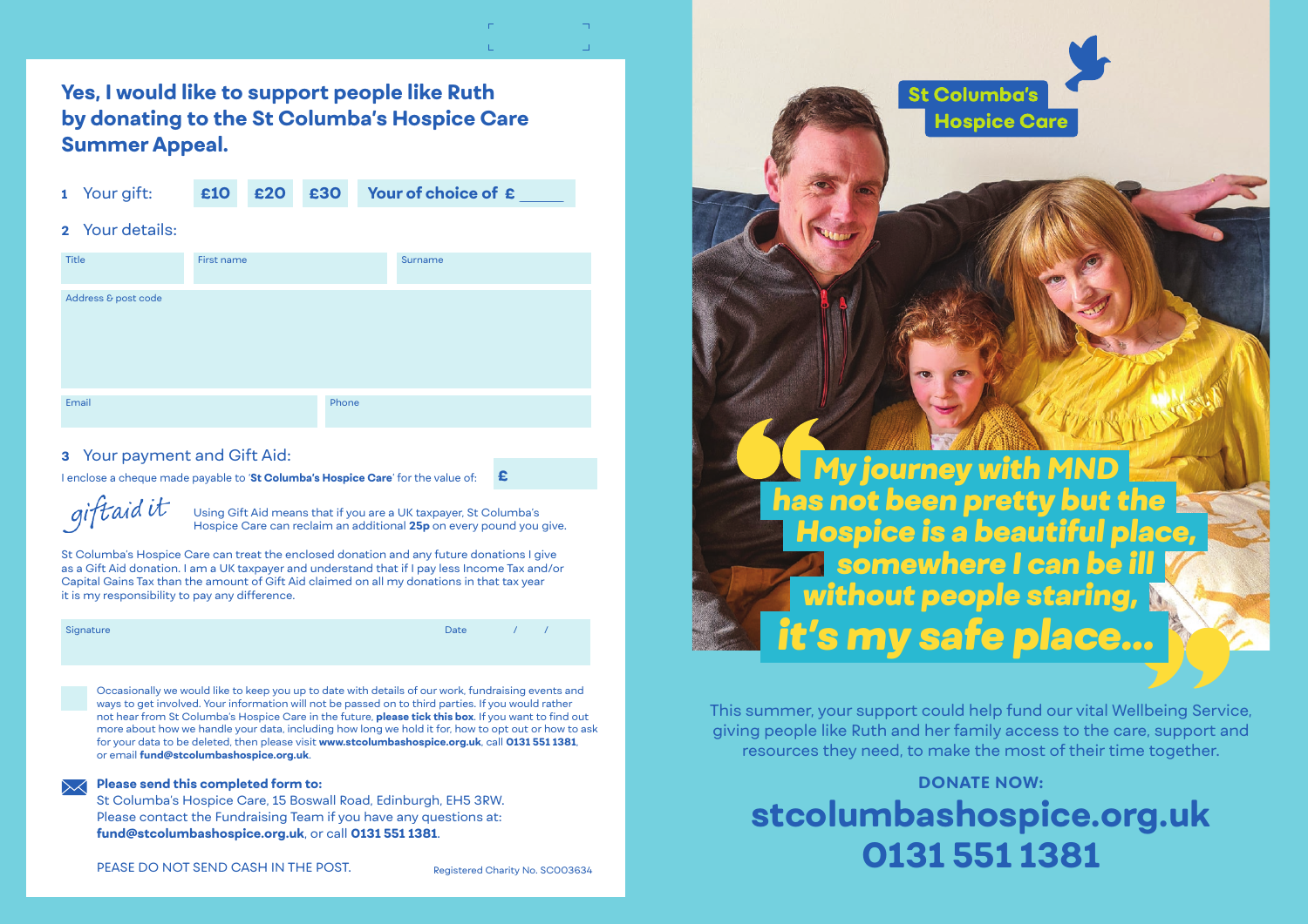## Yes, I would like to support people like Ruth by donating to the St Columba's Hospice Care Summer Appeal.

**1** Your gift: **£10** **£20** **£30** **Your of choice of £** _____

**2** Your details:

| Title | First name | Surname |
|---|---|---|
| | | |

Address & post code

| Email | Phone |
|---|---|
| | |

**3** Your payment and Gift Aid:

I enclose a cheque made payable to '**St Columba's Hospice Care**' for the value of: **£**

*giftaid it*

Using Gift Aid means that if you are a UK taxpayer, St Columba's Hospice Care can reclaim an additional **25p** on every pound you give.

St Columba's Hospice Care can treat the enclosed donation and any future donations I give as a Gift Aid donation. I am a UK taxpayer and understand that if I pay less Income Tax and/or Capital Gains Tax than the amount of Gift Aid claimed on all my donations in that tax year it is my responsibility to pay any difference.

Signature Date / /

Occasionally we would like to keep you up to date with details of our work, fundraising events and ways to get involved. Your information will not be passed on to third parties. If you would rather not hear from St Columba's Hospice Care in the future, **please tick this box**. If you want to find out more about how we handle your data, including how long we hold it for, how to opt out or how to ask for your data to be deleted, then please visit **www.stcolumbashospice.org.uk**, call **0131 551 1381**, or email **fund@stcolumbashospice.org.uk**.

**Please send this completed form to:**
St Columba's Hospice Care, 15 Boswall Road, Edinburgh, EH5 3RW.
Please contact the Fundraising Team if you have any questions at: **fund@stcolumbashospice.org.uk**, or call **0131 551 1381**.

PEASE DO NOT SEND CASH IN THE POST.

Registered Charity No. SC003634

**St Columba's Hospice Care**

*"My journey with MND has not been pretty but the Hospice is a beautiful place, somewhere I can be ill without people staring, it's my safe place..."*

This summer, your support could help fund our vital Wellbeing Service, giving people like Ruth and her family access to the care, support and resources they need, to make the most of their time together.

**DONATE NOW:**

# stcolumbashospice.org.uk
# 0131 551 1381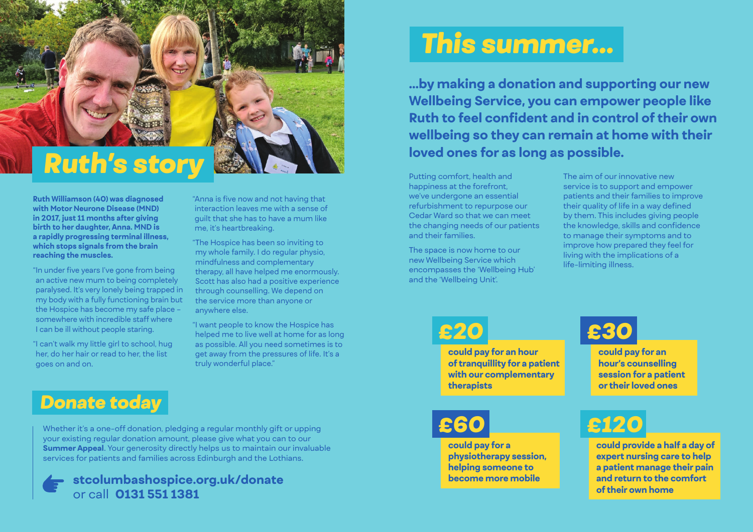# Ruth's story

**Ruth Williamson (40) was diagnosed with Motor Neurone Disease (MND) in 2017, just 11 months after giving birth to her daughter, Anna. MND is a rapidly progressing terminal illness, which stops signals from the brain reaching the muscles.**

"In under five years I've gone from being an active new mum to being completely paralysed. It's very lonely being trapped in my body with a fully functioning brain but the Hospice has become my safe place – somewhere with incredible staff where I can be ill without people staring.

"I can't walk my little girl to school, hug her, do her hair or read to her, the list goes on and on.

"Anna is five now and not having that interaction leaves me with a sense of guilt that she has to have a mum like me, it's heartbreaking.

"The Hospice has been so inviting to my whole family. I do regular physio, mindfulness and complementary therapy, all have helped me enormously. Scott has also had a positive experience through counselling. We depend on the service more than anyone or anywhere else.

"I want people to know the Hospice has helped me to live well at home for as long as possible. All you need sometimes is to get away from the pressures of life. It's a truly wonderful place."

## Donate today

Whether it's a one-off donation, pledging a regular monthly gift or upping your existing regular donation amount, please give what you can to our **Summer Appeal**. Your generosity directly helps us to maintain our invaluable services for patients and families across Edinburgh and the Lothians.

**stcolumbashospice.org.uk/donate**
or call **0131 551 1381**

# This summer...

**...by making a donation and supporting our new Wellbeing Service, you can empower people like Ruth to feel confident and in control of their own wellbeing so they can remain at home with their loved ones for as long as possible.**

Putting comfort, health and happiness at the forefront, we've undergone an essential refurbishment to repurpose our Cedar Ward so that we can meet the changing needs of our patients and their families.

The space is now home to our new Wellbeing Service which encompasses the 'Wellbeing Hub' and the 'Wellbeing Unit'.

The aim of our innovative new service is to support and empower patients and their families to improve their quality of life in a way defined by them. This includes giving people the knowledge, skills and confidence to manage their symptoms and to improve how prepared they feel for living with the implications of a life-limiting illness.

**£20** **could pay for an hour of tranquillity for a patient with our complementary therapists**

**£30** **could pay for an hour's counselling session for a patient or their loved ones**

**£60** **could pay for a physiotherapy session, helping someone to become more mobile**

**£120** **could provide a half a day of expert nursing care to help a patient manage their pain and return to the comfort of their own home**